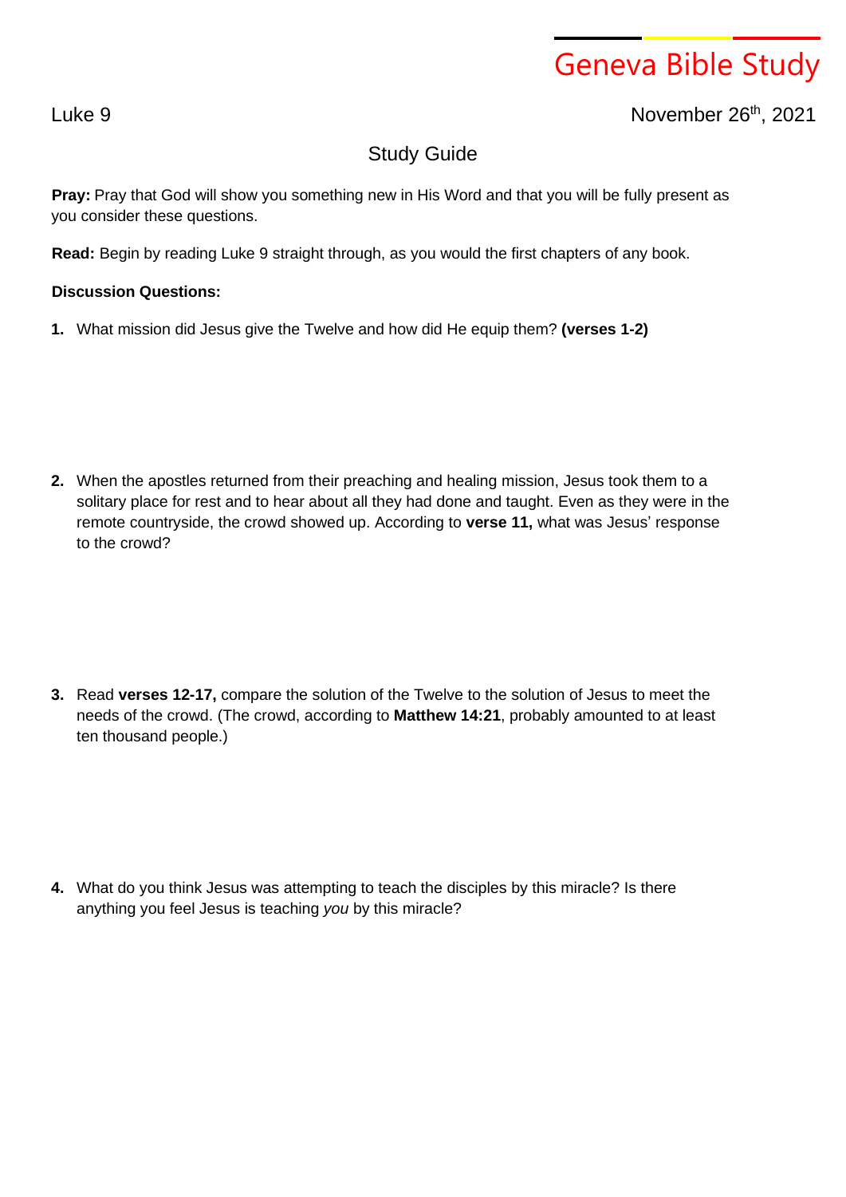# Geneva Bible Study

Luke 9

November 26th, 2021

## Study Guide

**Pray:** Pray that God will show you something new in His Word and that you will be fully present as you consider these questions.

**Read:** Begin by reading Luke 9 straight through, as you would the first chapters of any book.

**Discussion Questions:**

1. What mission did Jesus give the Twelve and how did He equip them? **(verses 1-2)**

2. When the apostles returned from their preaching and healing mission, Jesus took them to a solitary place for rest and to hear about all they had done and taught. Even as they were in the remote countryside, the crowd showed up. According to **verse 11,** what was Jesus' response to the crowd?

3. Read **verses 12-17,** compare the solution of the Twelve to the solution of Jesus to meet the needs of the crowd. (The crowd, according to **Matthew 14:21**, probably amounted to at least ten thousand people.)

4. What do you think Jesus was attempting to teach the disciples by this miracle? Is there anything you feel Jesus is teaching *you* by this miracle?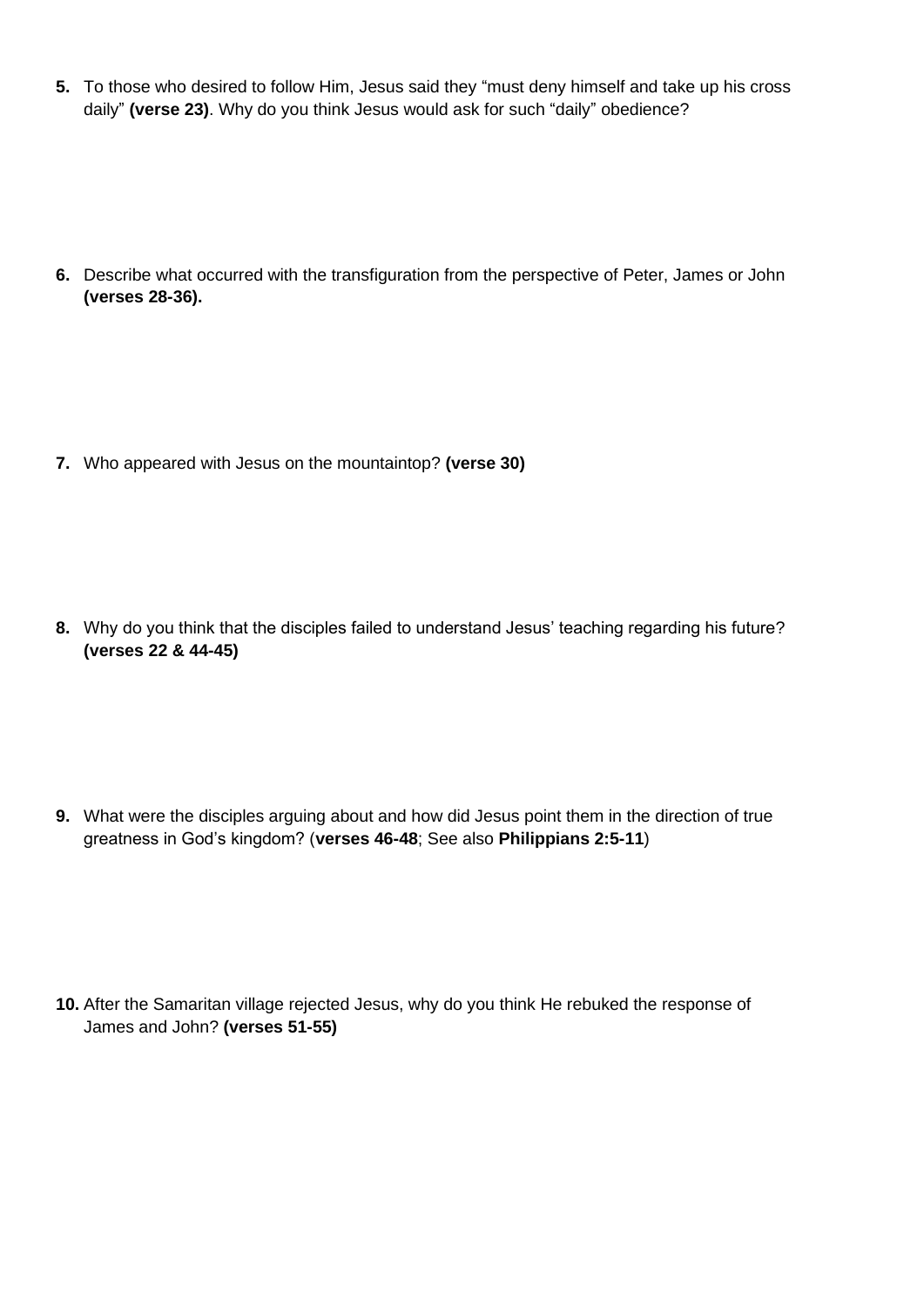**5.** To those who desired to follow Him, Jesus said they "must deny himself and take up his cross daily" **(verse 23)**. Why do you think Jesus would ask for such "daily" obedience?

**6.** Describe what occurred with the transfiguration from the perspective of Peter, James or John **(verses 28-36).**

**7.** Who appeared with Jesus on the mountaintop? **(verse 30)**

**8.** Why do you think that the disciples failed to understand Jesus' teaching regarding his future? **(verses 22 & 44-45)**

**9.** What were the disciples arguing about and how did Jesus point them in the direction of true greatness in God's kingdom? (**verses 46-48**; See also **Philippians 2:5-11**)

**10.** After the Samaritan village rejected Jesus, why do you think He rebuked the response of James and John? **(verses 51-55)**